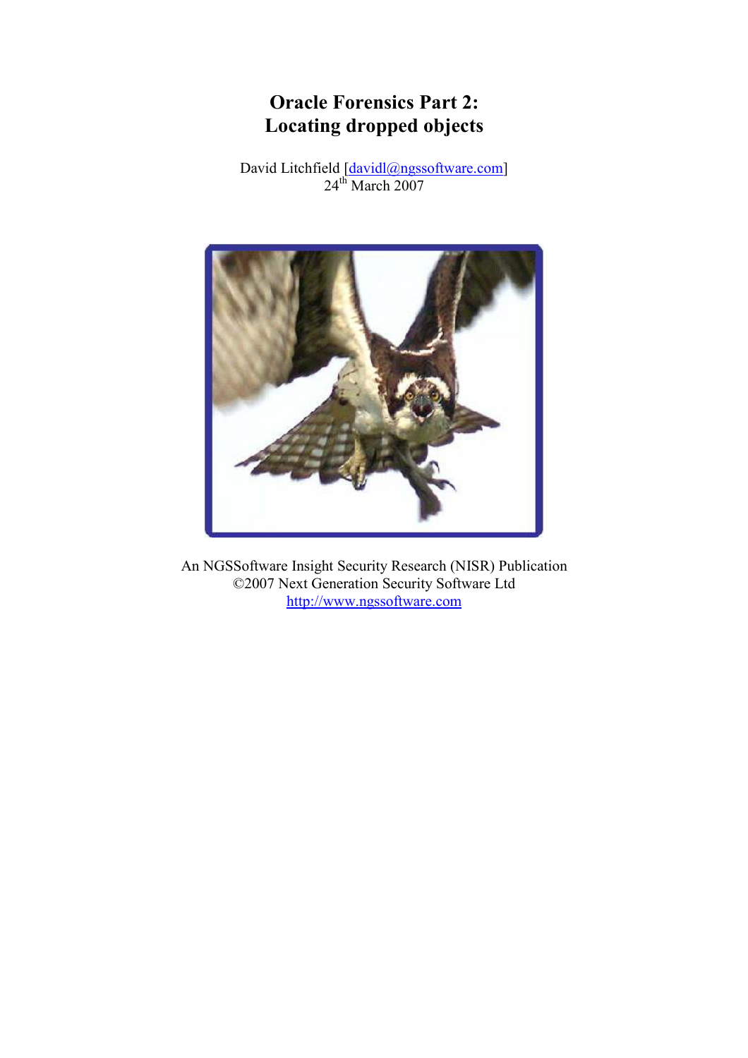# Oracle Forensics Part 2: Locating dropped objects

David Litchfield [davidl@ngssoftware.com]
24th March 2007

An NGSSoftware Insight Security Research (NISR) Publication
©2007 Next Generation Security Software Ltd
http://www.ngssoftware.com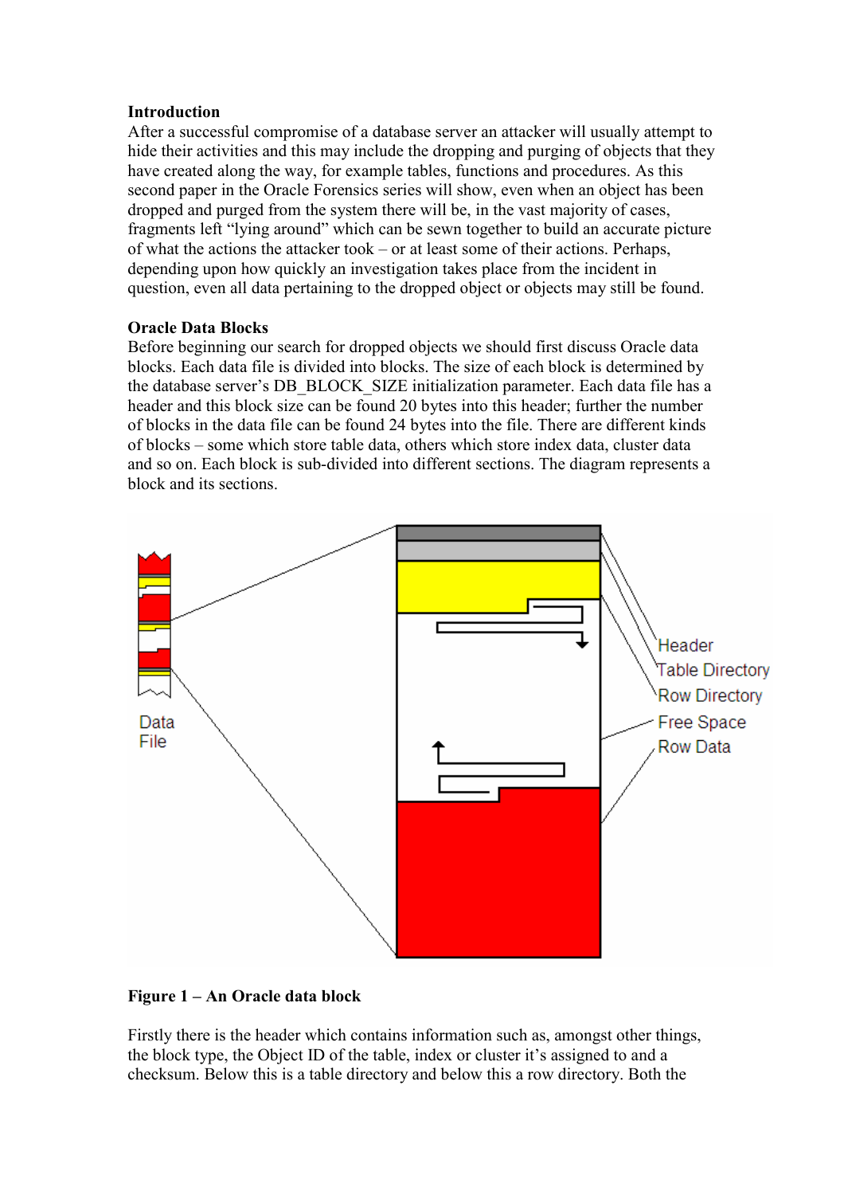**Introduction**

After a successful compromise of a database server an attacker will usually attempt to hide their activities and this may include the dropping and purging of objects that they have created along the way, for example tables, functions and procedures. As this second paper in the Oracle Forensics series will show, even when an object has been dropped and purged from the system there will be, in the vast majority of cases, fragments left "lying around" which can be sewn together to build an accurate picture of what the actions the attacker took – or at least some of their actions. Perhaps, depending upon how quickly an investigation takes place from the incident in question, even all data pertaining to the dropped object or objects may still be found.

**Oracle Data Blocks**

Before beginning our search for dropped objects we should first discuss Oracle data blocks. Each data file is divided into blocks. The size of each block is determined by the database server's DB_BLOCK_SIZE initialization parameter. Each data file has a header and this block size can be found 20 bytes into this header; further the number of blocks in the data file can be found 24 bytes into the file. There are different kinds of blocks – some which store table data, others which store index data, cluster data and so on. Each block is sub-divided into different sections. The diagram represents a block and its sections.

**Figure 1 – An Oracle data block**

Firstly there is the header which contains information such as, amongst other things, the block type, the Object ID of the table, index or cluster it's assigned to and a checksum. Below this is a table directory and below this a row directory. Both the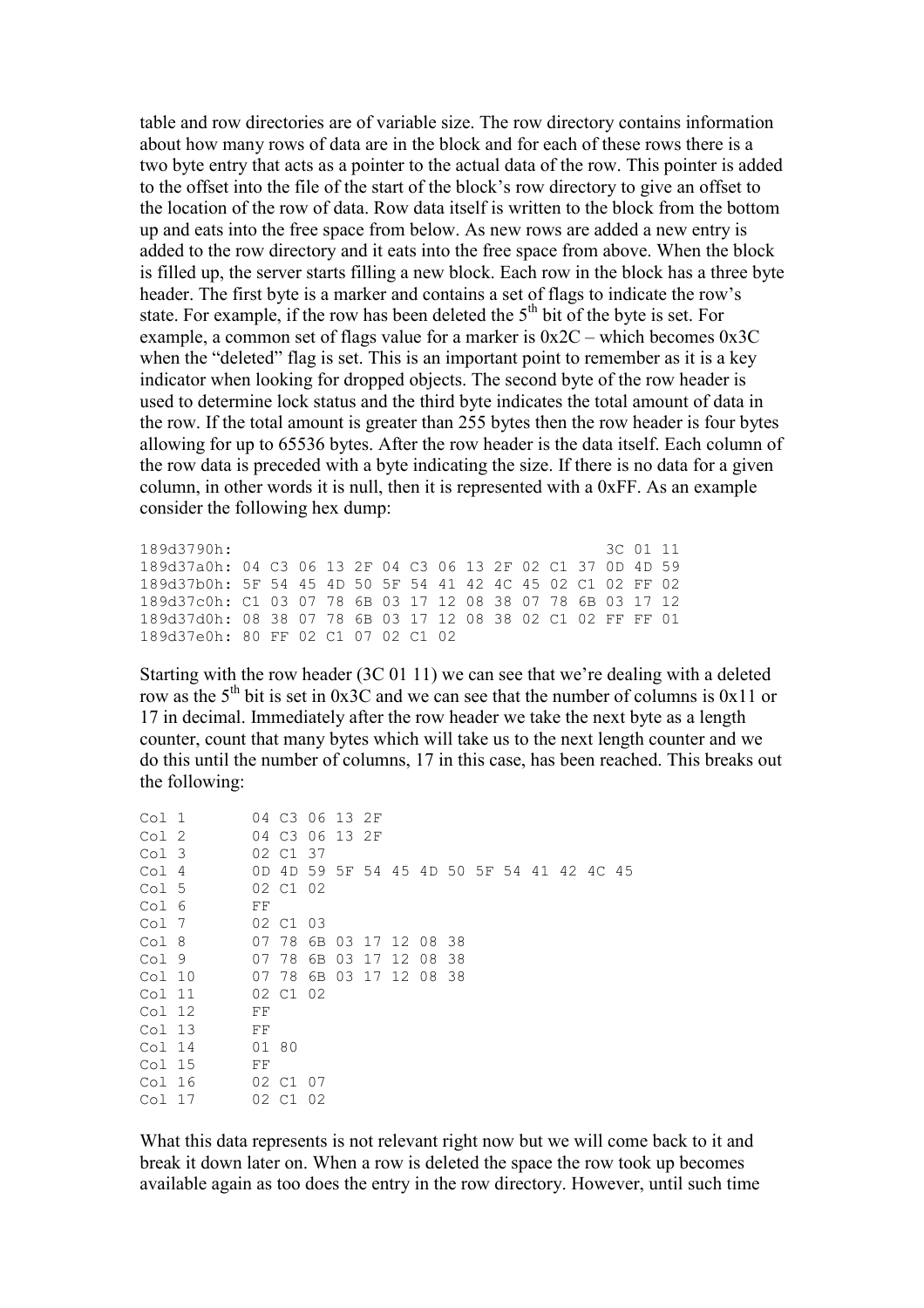table and row directories are of variable size. The row directory contains information about how many rows of data are in the block and for each of these rows there is a two byte entry that acts as a pointer to the actual data of the row. This pointer is added to the offset into the file of the start of the block's row directory to give an offset to the location of the row of data. Row data itself is written to the block from the bottom up and eats into the free space from below. As new rows are added a new entry is added to the row directory and it eats into the free space from above. When the block is filled up, the server starts filling a new block. Each row in the block has a three byte header. The first byte is a marker and contains a set of flags to indicate the row's state. For example, if the row has been deleted the 5th bit of the byte is set. For example, a common set of flags value for a marker is 0x2C – which becomes 0x3C when the "deleted" flag is set. This is an important point to remember as it is a key indicator when looking for dropped objects. The second byte of the row header is used to determine lock status and the third byte indicates the total amount of data in the row. If the total amount is greater than 255 bytes then the row header is four bytes allowing for up to 65536 bytes. After the row header is the data itself. Each column of the row data is preceded with a byte indicating the size. If there is no data for a given column, in other words it is null, then it is represented with a 0xFF. As an example consider the following hex dump:

```
189d3790h:                                              3C 01 11
189d37a0h: 04 C3 06 13 2F 04 C3 06 13 2F 02 C1 37 0D 4D 59
189d37b0h: 5F 54 45 4D 50 5F 54 41 42 4C 45 02 C1 02 FF 02
189d37c0h: C1 03 07 78 6B 03 17 12 08 38 07 78 6B 03 17 12
189d37d0h: 08 38 07 78 6B 03 17 12 08 38 02 C1 02 FF FF 01
189d37e0h: 80 FF 02 C1 07 02 C1 02
```

Starting with the row header (3C 01 11) we can see that we're dealing with a deleted row as the 5th bit is set in 0x3C and we can see that the number of columns is 0x11 or 17 in decimal. Immediately after the row header we take the next byte as a length counter, count that many bytes which will take us to the next length counter and we do this until the number of columns, 17 in this case, has been reached. This breaks out the following:

```
Col 1       04 C3 06 13 2F
Col 2       04 C3 06 13 2F
Col 3       02 C1 37
Col 4       0D 4D 59 5F 54 45 4D 50 5F 54 41 42 4C 45
Col 5       02 C1 02
Col 6       FF
Col 7       02 C1 03
Col 8       07 78 6B 03 17 12 08 38
Col 9       07 78 6B 03 17 12 08 38
Col 10      07 78 6B 03 17 12 08 38
Col 11      02 C1 02
Col 12      FF
Col 13      FF
Col 14      01 80
Col 15      FF
Col 16      02 C1 07
Col 17      02 C1 02
```

What this data represents is not relevant right now but we will come back to it and break it down later on. When a row is deleted the space the row took up becomes available again as too does the entry in the row directory. However, until such time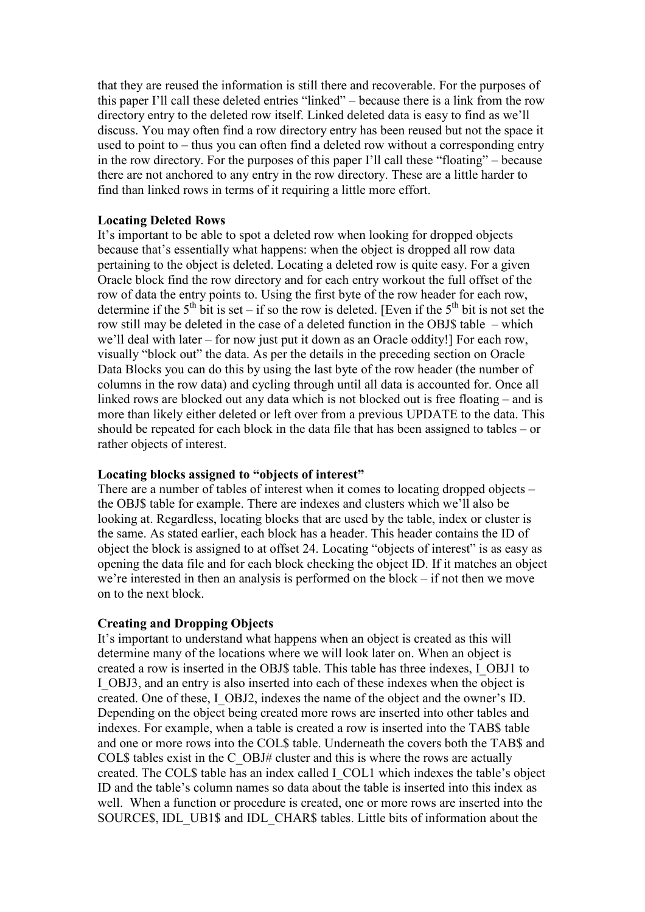that they are reused the information is still there and recoverable. For the purposes of this paper I'll call these deleted entries "linked" – because there is a link from the row directory entry to the deleted row itself. Linked deleted data is easy to find as we'll discuss. You may often find a row directory entry has been reused but not the space it used to point to – thus you can often find a deleted row without a corresponding entry in the row directory. For the purposes of this paper I'll call these "floating" – because there are not anchored to any entry in the row directory. These are a little harder to find than linked rows in terms of it requiring a little more effort.

**Locating Deleted Rows**

It's important to be able to spot a deleted row when looking for dropped objects because that's essentially what happens: when the object is dropped all row data pertaining to the object is deleted. Locating a deleted row is quite easy. For a given Oracle block find the row directory and for each entry workout the full offset of the row of data the entry points to. Using the first byte of the row header for each row, determine if the 5th bit is set – if so the row is deleted. [Even if the 5th bit is not set the row still may be deleted in the case of a deleted function in the OBJ$ table – which we'll deal with later – for now just put it down as an Oracle oddity!] For each row, visually "block out" the data. As per the details in the preceding section on Oracle Data Blocks you can do this by using the last byte of the row header (the number of columns in the row data) and cycling through until all data is accounted for. Once all linked rows are blocked out any data which is not blocked out is free floating – and is more than likely either deleted or left over from a previous UPDATE to the data. This should be repeated for each block in the data file that has been assigned to tables – or rather objects of interest.

**Locating blocks assigned to "objects of interest"**

There are a number of tables of interest when it comes to locating dropped objects – the OBJ$ table for example. There are indexes and clusters which we'll also be looking at. Regardless, locating blocks that are used by the table, index or cluster is the same. As stated earlier, each block has a header. This header contains the ID of object the block is assigned to at offset 24. Locating "objects of interest" is as easy as opening the data file and for each block checking the object ID. If it matches an object we're interested in then an analysis is performed on the block – if not then we move on to the next block.

**Creating and Dropping Objects**

It's important to understand what happens when an object is created as this will determine many of the locations where we will look later on. When an object is created a row is inserted in the OBJ$ table. This table has three indexes, I_OBJ1 to I_OBJ3, and an entry is also inserted into each of these indexes when the object is created. One of these, I_OBJ2, indexes the name of the object and the owner's ID. Depending on the object being created more rows are inserted into other tables and indexes. For example, when a table is created a row is inserted into the TAB$ table and one or more rows into the COL$ table. Underneath the covers both the TAB$ and COL$ tables exist in the C_OBJ# cluster and this is where the rows are actually created. The COL$ table has an index called I_COL1 which indexes the table's object ID and the table's column names so data about the table is inserted into this index as well. When a function or procedure is created, one or more rows are inserted into the SOURCE$, IDL_UB1$ and IDL_CHAR$ tables. Little bits of information about the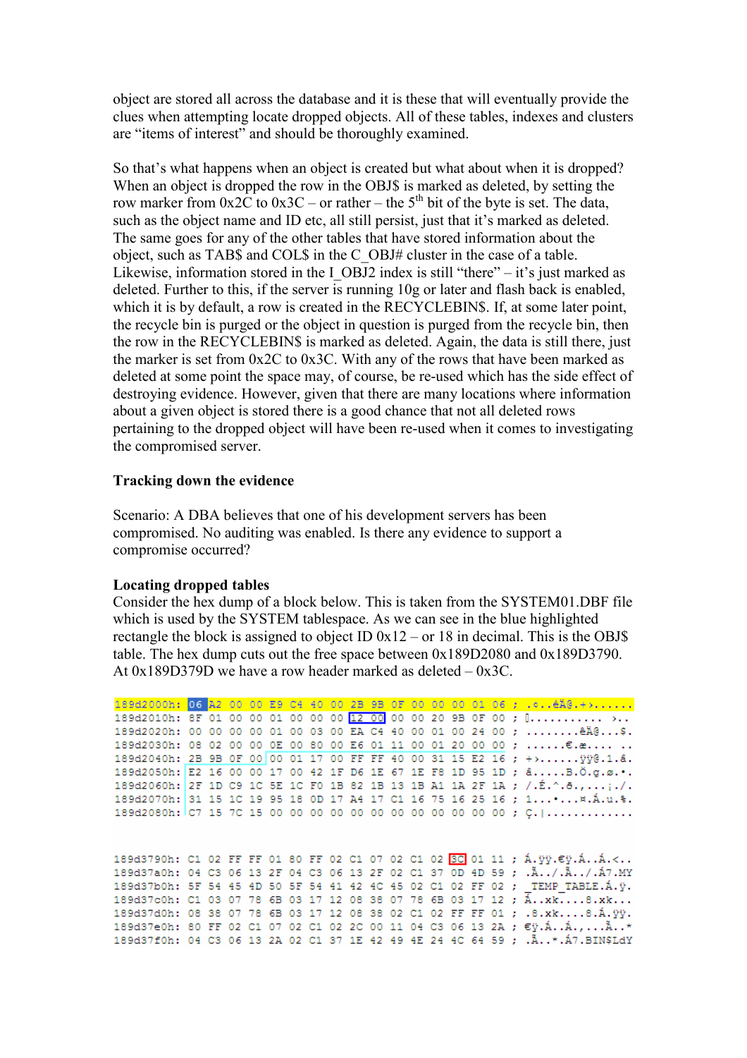object are stored all across the database and it is these that will eventually provide the clues when attempting locate dropped objects. All of these tables, indexes and clusters are "items of interest" and should be thoroughly examined.

So that's what happens when an object is created but what about when it is dropped? When an object is dropped the row in the OBJ$ is marked as deleted, by setting the row marker from 0x2C to 0x3C – or rather – the 5th bit of the byte is set. The data, such as the object name and ID etc, all still persist, just that it's marked as deleted. The same goes for any of the other tables that have stored information about the object, such as TAB$ and COL$ in the C_OBJ# cluster in the case of a table. Likewise, information stored in the I_OBJ2 index is still "there" – it's just marked as deleted. Further to this, if the server is running 10g or later and flash back is enabled, which it is by default, a row is created in the RECYCLEBIN$. If, at some later point, the recycle bin is purged or the object in question is purged from the recycle bin, then the row in the RECYCLEBIN$ is marked as deleted. Again, the data is still there, just the marker is set from 0x2C to 0x3C. With any of the rows that have been marked as deleted at some point the space may, of course, be re-used which has the side effect of destroying evidence. However, given that there are many locations where information about a given object is stored there is a good chance that not all deleted rows pertaining to the dropped object will have been re-used when it comes to investigating the compromised server.

**Tracking down the evidence**

Scenario: A DBA believes that one of his development servers has been compromised. No auditing was enabled. Is there any evidence to support a compromise occurred?

**Locating dropped tables**

Consider the hex dump of a block below. This is taken from the SYSTEM01.DBF file which is used by the SYSTEM tablespace. As we can see in the blue highlighted rectangle the block is assigned to object ID 0x12 – or 18 in decimal. This is the OBJ$ table. The hex dump cuts out the free space between 0x189D2080 and 0x189D3790. At 0x189D379D we have a row header marked as deleted – 0x3C.

```
189d2000h: 06 A2 00 00 E9 C4 40 00 2B 9B 0F 00 00 00 01 06 ; .¢..éÄ@.+›......
189d2010h: 8F 01 00 00 01 00 00 00 12 00 00 00 20 9B 0F 00 ; ............ ›..
189d2020h: 00 00 00 00 01 00 03 00 EA C4 40 00 01 00 24 00 ; ........êÄ@...$.
189d2030h: 08 02 00 00 0E 00 80 00 E6 01 11 00 01 20 00 00 ; ......€.æ.... ..
189d2040h: 2B 9B 0F 00 00 01 17 00 FF FF 40 00 31 15 E2 16 ; +›......ÿÿ@.1.â.
189d2050h: E2 16 00 00 17 00 42 1F D6 1E 67 1E F8 1D 95 1D ; â.....B.Ö.g.ø.•.
189d2060h: 2F 1D C9 1C 5E 1C F0 1B 82 1B 13 1B A1 1A 2F 1A ; /.É.^.ð.‚...¡./.
189d2070h: 31 15 1C 19 95 18 0D 17 A4 17 C1 16 75 16 25 16 ; 1...•...¤.Á.u.%.
189d2080h: C7 15 7C 15 00 00 00 00 00 00 00 00 00 00 00 00 ; Ç.|.............


189d3790h: C1 02 FF FF 01 80 FF 02 C1 07 02 C1 02 3C 01 11 ; Á.ÿÿ.€ÿ.Á..Á.<..
189d37a0h: 04 C3 06 13 2F 04 C3 06 13 2F 02 C1 37 0D 4D 59 ; .Ã../.Ã../.Á7.MY
189d37b0h: 5F 54 45 4D 50 5F 54 41 42 4C 45 02 C1 02 FF 02 ; _TEMP_TABLE.Á.ÿ.
189d37c0h: C1 03 07 78 6B 03 17 12 08 38 07 78 6B 03 17 12 ; Á..xk....8.xk...
189d37d0h: 08 38 07 78 6B 03 17 12 08 38 02 C1 02 FF FF 01 ; .8.xk....8.Á.ÿÿ.
189d37e0h: 80 FF 02 C1 07 02 C1 02 2C 00 11 04 C3 06 13 2A ; €ÿ.Á..Á.,...Ã..*
189d37f0h: 04 C3 06 13 2A 02 C1 37 1E 42 49 4E 24 4C 64 59 ; .Ã..*.Á7.BIN$LdY
```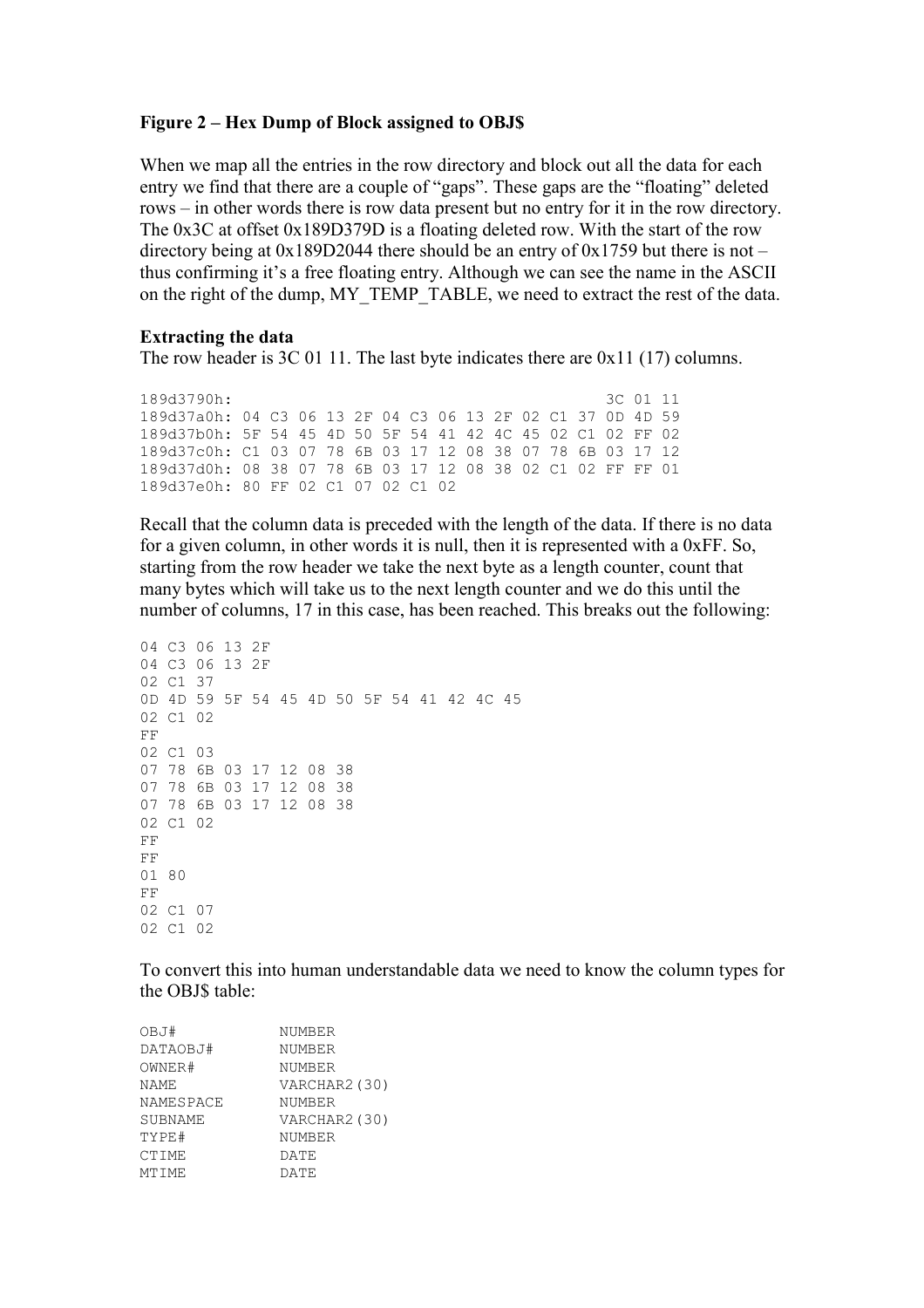**Figure 2 – Hex Dump of Block assigned to OBJ$**

When we map all the entries in the row directory and block out all the data for each entry we find that there are a couple of "gaps". These gaps are the "floating" deleted rows – in other words there is row data present but no entry for it in the row directory. The 0x3C at offset 0x189D379D is a floating deleted row. With the start of the row directory being at 0x189D2044 there should be an entry of 0x1759 but there is not – thus confirming it's a free floating entry. Although we can see the name in the ASCII on the right of the dump, MY_TEMP_TABLE, we need to extract the rest of the data.

**Extracting the data**

The row header is 3C 01 11. The last byte indicates there are 0x11 (17) columns.

```
189d3790h:                                              3C 01 11
189d37a0h: 04 C3 06 13 2F 04 C3 06 13 2F 02 C1 37 0D 4D 59
189d37b0h: 5F 54 45 4D 50 5F 54 41 42 4C 45 02 C1 02 FF 02
189d37c0h: C1 03 07 78 6B 03 17 12 08 38 07 78 6B 03 17 12
189d37d0h: 08 38 07 78 6B 03 17 12 08 38 02 C1 02 FF FF 01
189d37e0h: 80 FF 02 C1 07 02 C1 02
```

Recall that the column data is preceded with the length of the data. If there is no data for a given column, in other words it is null, then it is represented with a 0xFF. So, starting from the row header we take the next byte as a length counter, count that many bytes which will take us to the next length counter and we do this until the number of columns, 17 in this case, has been reached. This breaks out the following:

```
04 C3 06 13 2F
04 C3 06 13 2F
02 C1 37
0D 4D 59 5F 54 45 4D 50 5F 54 41 42 4C 45
02 C1 02
FF
02 C1 03
07 78 6B 03 17 12 08 38
07 78 6B 03 17 12 08 38
07 78 6B 03 17 12 08 38
02 C1 02
FF
FF
01 80
FF
02 C1 07
02 C1 02
```

To convert this into human understandable data we need to know the column types for the OBJ$ table:

```
OBJ#          NUMBER
DATAOBJ#      NUMBER
OWNER#        NUMBER
NAME          VARCHAR2(30)
NAMESPACE     NUMBER
SUBNAME       VARCHAR2(30)
TYPE#         NUMBER
CTIME         DATE
MTIME         DATE
```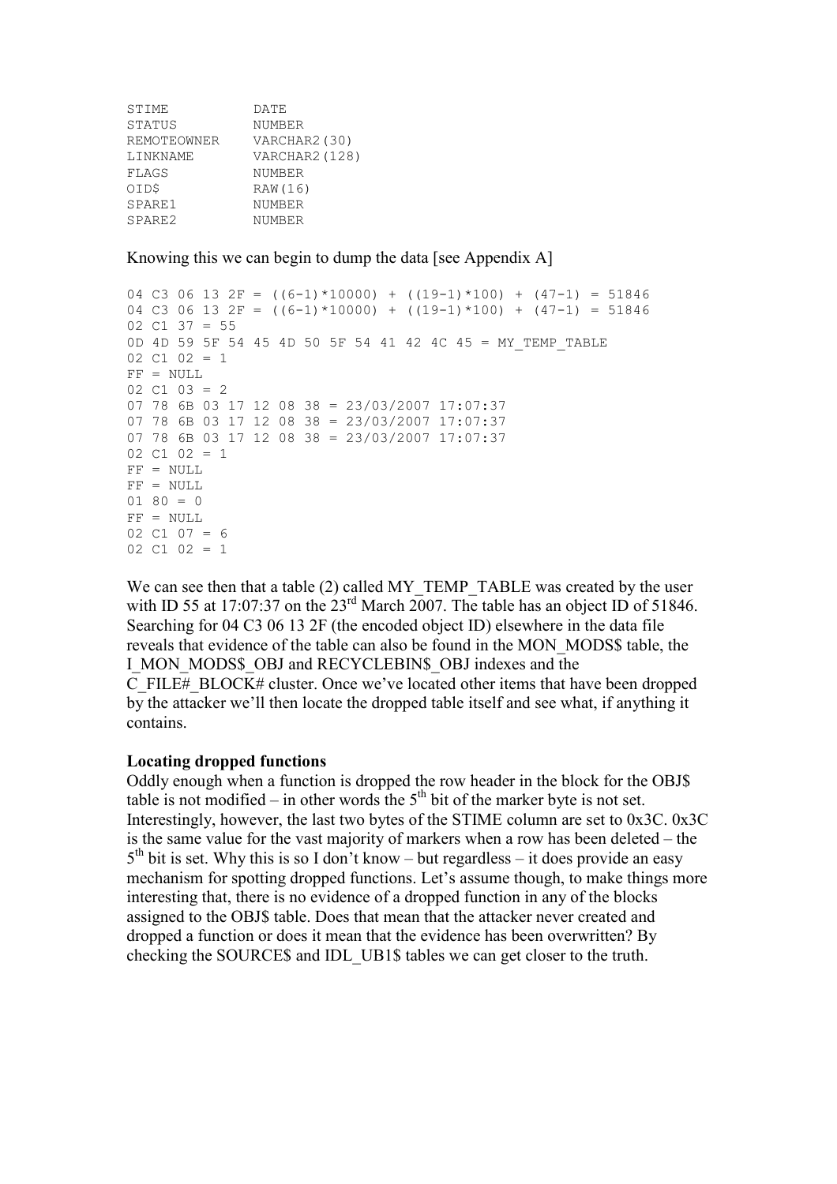```
STIME          DATE
STATUS         NUMBER
REMOTEOWNER    VARCHAR2(30)
LINKNAME       VARCHAR2(128)
FLAGS          NUMBER
OID$           RAW(16)
SPARE1         NUMBER
SPARE2         NUMBER
```

Knowing this we can begin to dump the data [see Appendix A]

```
04 C3 06 13 2F = ((6-1)*10000) + ((19-1)*100) + (47-1) = 51846
04 C3 06 13 2F = ((6-1)*10000) + ((19-1)*100) + (47-1) = 51846
02 C1 37 = 55
0D 4D 59 5F 54 45 4D 50 5F 54 41 42 4C 45 = MY_TEMP_TABLE
02 C1 02 = 1
FF = NULL
02 C1 03 = 2
07 78 6B 03 17 12 08 38 = 23/03/2007 17:07:37
07 78 6B 03 17 12 08 38 = 23/03/2007 17:07:37
07 78 6B 03 17 12 08 38 = 23/03/2007 17:07:37
02 C1 02 = 1
FF = NULL
FF = NULL
01 80 = 0
FF = NULL
02 C1 07 = 6
02 C1 02 = 1
```

We can see then that a table (2) called MY_TEMP_TABLE was created by the user with ID 55 at 17:07:37 on the 23rd March 2007. The table has an object ID of 51846. Searching for 04 C3 06 13 2F (the encoded object ID) elsewhere in the data file reveals that evidence of the table can also be found in the MON_MODS$ table, the I_MON_MODS$_OBJ and RECYCLEBIN$_OBJ indexes and the C_FILE#_BLOCK# cluster. Once we've located other items that have been dropped by the attacker we'll then locate the dropped table itself and see what, if anything it contains.

**Locating dropped functions**

Oddly enough when a function is dropped the row header in the block for the OBJ$ table is not modified – in other words the 5th bit of the marker byte is not set. Interestingly, however, the last two bytes of the STIME column are set to 0x3C. 0x3C is the same value for the vast majority of markers when a row has been deleted – the 5th bit is set. Why this is so I don't know – but regardless – it does provide an easy mechanism for spotting dropped functions. Let's assume though, to make things more interesting that, there is no evidence of a dropped function in any of the blocks assigned to the OBJ$ table. Does that mean that the attacker never created and dropped a function or does it mean that the evidence has been overwritten? By checking the SOURCE$ and IDL_UB1$ tables we can get closer to the truth.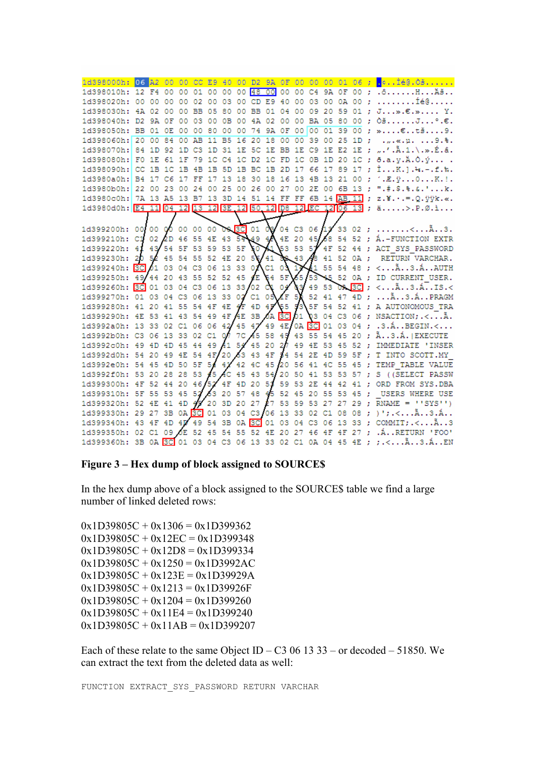```
1d398000h: 06 A2 00 00 CC E9 40 00 D2 9A 0F 00 00 00 01 06 ; .¢..Ìé@.Òš......
1d398010h: 12 F4 00 00 01 00 00 00 48 00 00 00 C4 9A 0F 00 ; .ô......H...Äš..
1d398020h: 00 00 00 00 02 00 03 00 CD E9 40 00 03 00 0A 00 ; ........Íé@.....
1d398030h: 4A 02 00 00 BB 05 80 00 BB 01 04 00 09 20 59 01 ; J...».€.».... Y.
1d398040h: D2 9A 0F 00 03 00 0B 00 4A 02 00 00 BA 05 80 00 ; Òš......J...º.€.
1d398050h: BB 01 0E 00 00 80 00 00 74 9A 0F 00 00 01 39 00 ; »....€..tš....9.
1d398060h: 20 00 84 00 AB 11 B5 16 20 18 00 00 39 00 25 1D ;  .„.«.µ. ...9.%.
1d398070h: 84 1D 92 1D C3 1D 31 1E 5C 1E BB 1E C9 1E E2 1E ; „.'.Ã.1.\.».É.â.
1d398080h: F0 1E 61 1F 79 1C C4 1C D2 1C FD 1C 0B 1D 20 1C ; ð.a.y.Ä.Ò.ý... .
1d398090h: CC 1B 1C 1B 4B 1B 5D 1B BC 1B 2D 17 66 17 89 17 ; Ì...K.].¼.-.f.‰.
1d3980a0h: B4 17 C6 17 FF 17 13 18 30 18 16 13 4B 13 21 00 ; ´.Æ.ÿ...0...K.!.
1d3980b0h: 22 00 23 00 24 00 25 00 26 00 27 00 2E 00 6B 13 ; ".#.$.%.&.'...k.
1d3980c0h: 7A 13 A5 13 B7 13 3D 14 51 14 FF FF 6B 14 AB 11 ; z.¥.·.=.Q.ÿÿk.«.
1d3980d0h: E4 11 04 12 13 12 3E 12 50 12 D8 12 EC 12 06 13 ; ä.....>.P.Ø.ì...

1d399200h: 00 00 00 00 00 00 00 3C 01 03 04 C3 06 13 33 02 ; .......<...Ã..3.
1d399210h: C1 02 2D 46 55 4E 43 54 49 4F 4E 20 45 58 54 52 ; Á.-FUNCTION EXTR
1d399220h: 41 43 54 5F 53 59 53 5F 50 41 53 53 57 4F 52 44 ; ACT_SYS_PASSWORD
1d399230h: 20 52 45 54 55 52 4E 20 56 41 52 43 48 41 52 0A ;  RETURN VARCHAR.
1d399240h: 3C 01 03 04 C3 06 13 33 02 C1 03 11 41 55 54 48 ; <...Ã..3.Á..AUTH
1d399250h: 49 44 20 43 55 52 52 45 4E 54 5F 55 53 45 52 0A ; ID CURRENT_USER.
1d399260h: 3C 01 03 04 C3 06 13 33 02 C1 04 03 49 53 0A 3C ; <...Ã..3.Á..IS.<
1d399270h: 01 03 04 C3 06 13 33 02 C1 05 0F 50 52 41 47 4D ; ...Ã..3.Á..PRAGM
1d399280h: 41 20 41 55 54 4F 4E 4F 4D 4F 55 53 5F 54 52 41 ; A AUTONOMOUS_TRA
1d399290h: 4E 53 41 43 54 49 4F 4E 3B 0A 3C 01 03 04 C3 06 ; NSACTION;.<...Ã.
1d3992a0h: 13 33 02 C1 06 06 42 45 47 49 4E 0A 3C 01 03 04 ; .3.Á..BEGIN.<...
1d3992b0h: C3 06 13 33 02 C1 07 7C 45 58 45 43 55 54 45 20 ; Ã..3.Á.|EXECUTE
1d3992c0h: 49 4D 4D 45 44 49 41 54 45 20 27 49 4E 53 45 52 ; IMMEDIATE 'INSER
1d3992d0h: 54 20 49 4E 54 4F 20 53 43 4F 54 54 2E 4D 59 5F ; T INTO SCOTT.MY_
1d3992e0h: 54 45 4D 50 5F 54 41 42 4C 45 20 56 41 4C 55 45 ; TEMP_TABLE VALUE
1d3992f0h: 53 20 28 28 53 45 4C 45 43 54 20 50 41 53 53 57 ; S ((SELECT PASSW
1d399300h: 4F 52 44 20 46 52 4F 4D 20 53 59 53 2E 44 42 41 ; ORD FROM SYS.DBA
1d399310h: 5F 55 53 45 52 53 20 57 48 45 52 45 20 55 53 45 ; _USERS WHERE USE
1d399320h: 52 4E 41 4D 45 20 3D 20 27 27 53 59 53 27 27 29 ; RNAME = ''SYS'')
1d399330h: 29 27 3B 0A 3C 01 03 04 C3 06 13 33 02 C1 08 08 ; )';.<...Ã..3.Á..
1d399340h: 43 4F 4D 4D 49 54 3B 0A 3C 01 03 04 C3 06 13 33 ; COMMIT;.<...Ã..3
1d399350h: 02 C1 09 0E 52 45 54 55 52 4E 20 27 46 4F 4F 27 ; .Á..RETURN 'FOO'
1d399360h: 3B 0A 3C 01 03 04 C3 06 13 33 02 C1 0A 04 45 4E ; ;.<...Ã..3.Á..EN
```

**Figure 3 – Hex dump of block assigned to SOURCE$**

In the hex dump above of a block assigned to the SOURCE$ table we find a large number of linked deleted rows:

0x1D39805C + 0x1306 = 0x1D399362
0x1D39805C + 0x12EC = 0x1D399348
0x1D39805C + 0x12D8 = 0x1D399334
0x1D39805C + 0x1250 = 0x1D3992AC
0x1D39805C + 0x123E = 0x1D39929A
0x1D39805C + 0x1213 = 0x1D39926F
0x1D39805C + 0x1204 = 0x1D399260
0x1D39805C + 0x11E4 = 0x1D399240
0x1D39805C + 0x11AB = 0x1D399207

Each of these relate to the same Object ID – C3 06 13 33 – or decoded – 51850. We can extract the text from the deleted data as well:

```
FUNCTION EXTRACT_SYS_PASSWORD RETURN VARCHAR
```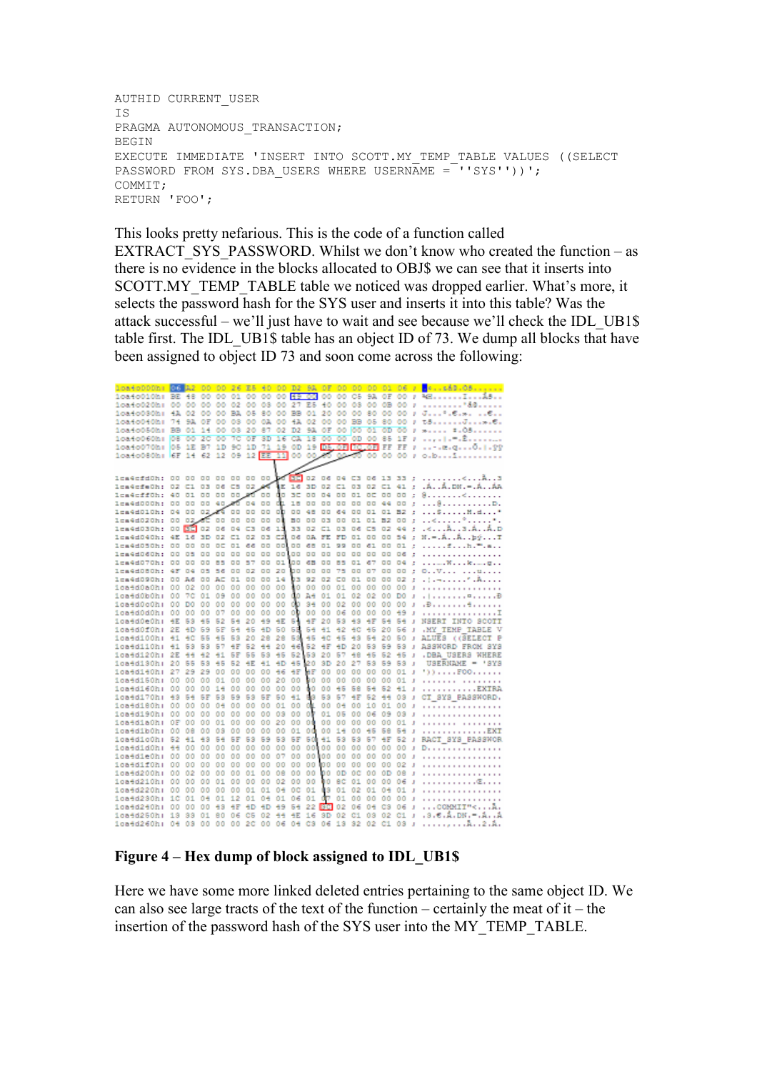```
AUTHID CURRENT_USER
IS
PRAGMA AUTONOMOUS_TRANSACTION;
BEGIN
EXECUTE IMMEDIATE 'INSERT INTO SCOTT.MY_TEMP_TABLE VALUES ((SELECT
PASSWORD FROM SYS.DBA_USERS WHERE USERNAME = ''SYS''))';
COMMIT;
RETURN 'FOO';
```

This looks pretty nefarious. This is the code of a function called EXTRACT_SYS_PASSWORD. Whilst we don't know who created the function – as there is no evidence in the blocks allocated to OBJ$ we can see that it inserts into SCOTT.MY_TEMP_TABLE table we noticed was dropped earlier. What's more, it selects the password hash for the SYS user and inserts it into this table? Was the attack successful – we'll just have to wait and see because we'll check the IDL_UB1$ table first. The IDL_UB1$ table has an object ID of 73. We dump all blocks that have been assigned to object ID 73 and soon come across the following:

**Figure 4 – Hex dump of block assigned to IDL_UB1$**

Here we have some more linked deleted entries pertaining to the same object ID. We can also see large tracts of the text of the function – certainly the meat of it – the insertion of the password hash of the SYS user into the MY_TEMP_TABLE.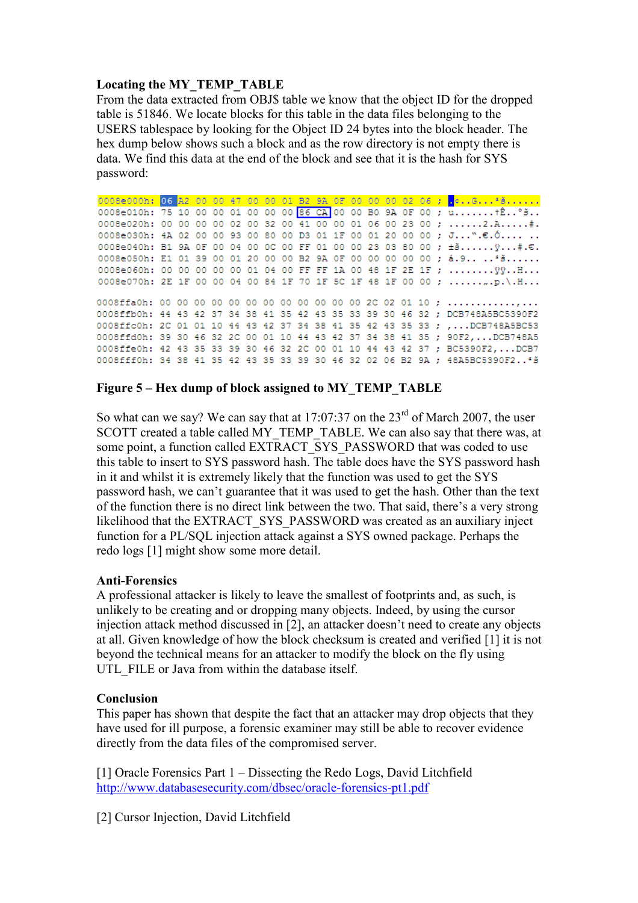**Locating the MY_TEMP_TABLE**

From the data extracted from OBJ$ table we know that the object ID for the dropped table is 51846. We locate blocks for this table in the data files belonging to the USERS tablespace by looking for the Object ID 24 bytes into the block header. The hex dump below shows such a block and as the row directory is not empty there is data. We find this data at the end of the block and see that it is the hash for SYS password:

```
0008e000h: 06 A2 00 00 47 00 00 01 B2 9A 0F 00 00 00 02 06 ; .¢..G...²š......
0008e010h: 75 10 00 00 01 00 00 00 86 CA 00 00 B0 9A 0F 00 ; u.......†Ê..°š..
0008e020h: 00 00 00 00 02 00 32 00 41 00 00 01 06 00 23 00 ; ......2.A.....#.
0008e030h: 4A 02 00 00 93 00 80 00 D3 01 1F 00 01 20 00 00 ; J...".€.Ó.... ..
0008e040h: B1 9A 0F 00 04 00 0C 00 FF 01 00 00 23 03 80 00 ; ±š......ÿ...#.€.
0008e050h: E1 01 39 00 01 20 00 00 B2 9A 0F 00 00 00 00 00 ; á.9.. ..²š......
0008e060h: 00 00 00 00 00 01 04 00 FF FF 1A 00 48 1F 2E 1F ; ........ÿÿ..H...
0008e070h: 2E 1F 00 00 04 00 84 1F 70 1F 5C 1F 48 1F 00 00 ; ......„.p.\.H...

0008ffa0h: 00 00 00 00 00 00 00 00 00 00 00 00 2C 02 01 10 ; ............,...
0008ffb0h: 44 43 42 37 34 38 41 35 42 43 35 33 39 30 46 32 ; DCB748A5BC5390F2
0008ffc0h: 2C 01 01 10 44 43 42 37 34 38 41 35 42 43 35 33 ; ,...DCB748A5BC53
0008ffd0h: 39 30 46 32 2C 00 01 10 44 43 42 37 34 38 41 35 ; 90F2,...DCB748A5
0008ffe0h: 42 43 35 33 39 30 46 32 2C 00 01 10 44 43 42 37 ; BC5390F2,...DCB7
0008fff0h: 34 38 41 35 42 43 35 33 39 30 46 32 02 06 B2 9A ; 48A5BC5390F2..²š
```

**Figure 5 – Hex dump of block assigned to MY_TEMP_TABLE**

So what can we say? We can say that at 17:07:37 on the 23rd of March 2007, the user SCOTT created a table called MY_TEMP_TABLE. We can also say that there was, at some point, a function called EXTRACT_SYS_PASSWORD that was coded to use this table to insert to SYS password hash. The table does have the SYS password hash in it and whilst it is extremely likely that the function was used to get the SYS password hash, we can't guarantee that it was used to get the hash. Other than the text of the function there is no direct link between the two. That said, there's a very strong likelihood that the EXTRACT_SYS_PASSWORD was created as an auxiliary inject function for a PL/SQL injection attack against a SYS owned package. Perhaps the redo logs [1] might show some more detail.

**Anti-Forensics**

A professional attacker is likely to leave the smallest of footprints and, as such, is unlikely to be creating and or dropping many objects. Indeed, by using the cursor injection attack method discussed in [2], an attacker doesn't need to create any objects at all. Given knowledge of how the block checksum is created and verified [1] it is not beyond the technical means for an attacker to modify the block on the fly using UTL_FILE or Java from within the database itself.

**Conclusion**

This paper has shown that despite the fact that an attacker may drop objects that they have used for ill purpose, a forensic examiner may still be able to recover evidence directly from the data files of the compromised server.

[1] Oracle Forensics Part 1 – Dissecting the Redo Logs, David Litchfield
http://www.databasesecurity.com/dbsec/oracle-forensics-pt1.pdf

[2] Cursor Injection, David Litchfield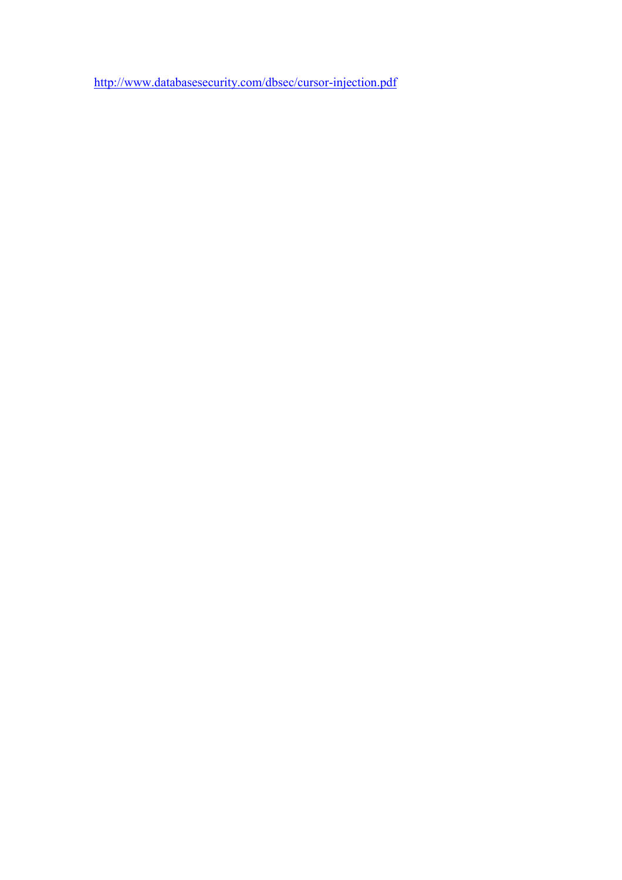http://www.databasesecurity.com/dbsec/cursor-injection.pdf